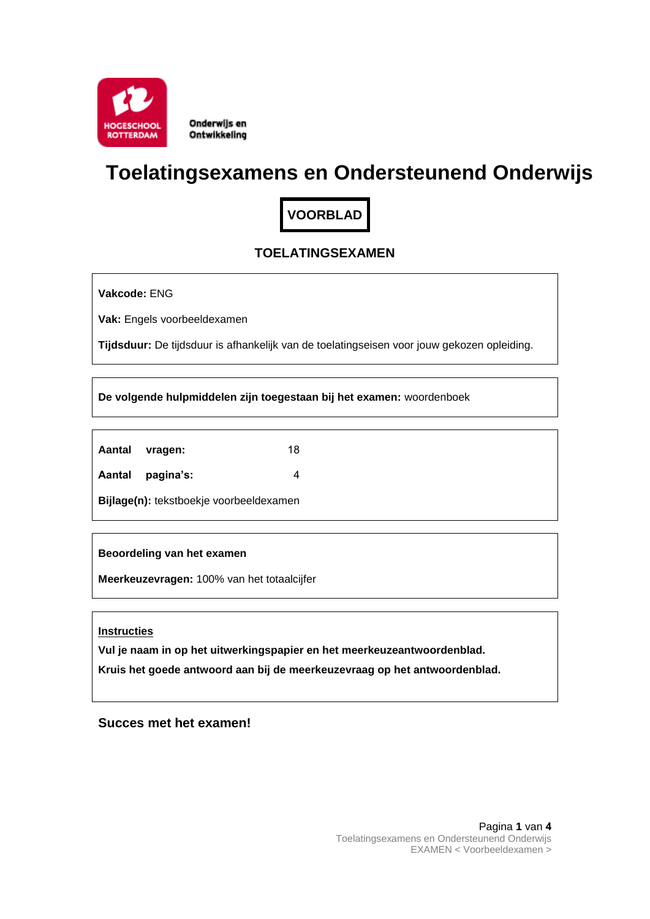Hogeschool Rotterdam

Onderwijs en Ontwikkeling

# Toelatingsexamens en Ondersteunend Onderwijs

**VOORBLAD**

## TOELATINGSEXAMEN

**Vakcode:** ENG

**Vak:** Engels voorbeeldexamen

**Tijdsduur:** De tijdsduur is afhankelijk van de toelatingseisen voor jouw gekozen opleiding.

**De volgende hulpmiddelen zijn toegestaan bij het examen:** woordenboek

**Aantal vragen:** 18

**Aantal pagina's:** 4

**Bijlage(n):** tekstboekje voorbeeldexamen

**Beoordeling van het examen**

**Meerkeuzevragen:** 100% van het totaalcijfer

**Instructies**

**Vul je naam in op het uitwerkingspapier en het meerkeuzeantwoordenblad.**

**Kruis het goede antwoord aan bij de meerkeuzevraag op het antwoordenblad.**

**Succes met het examen!**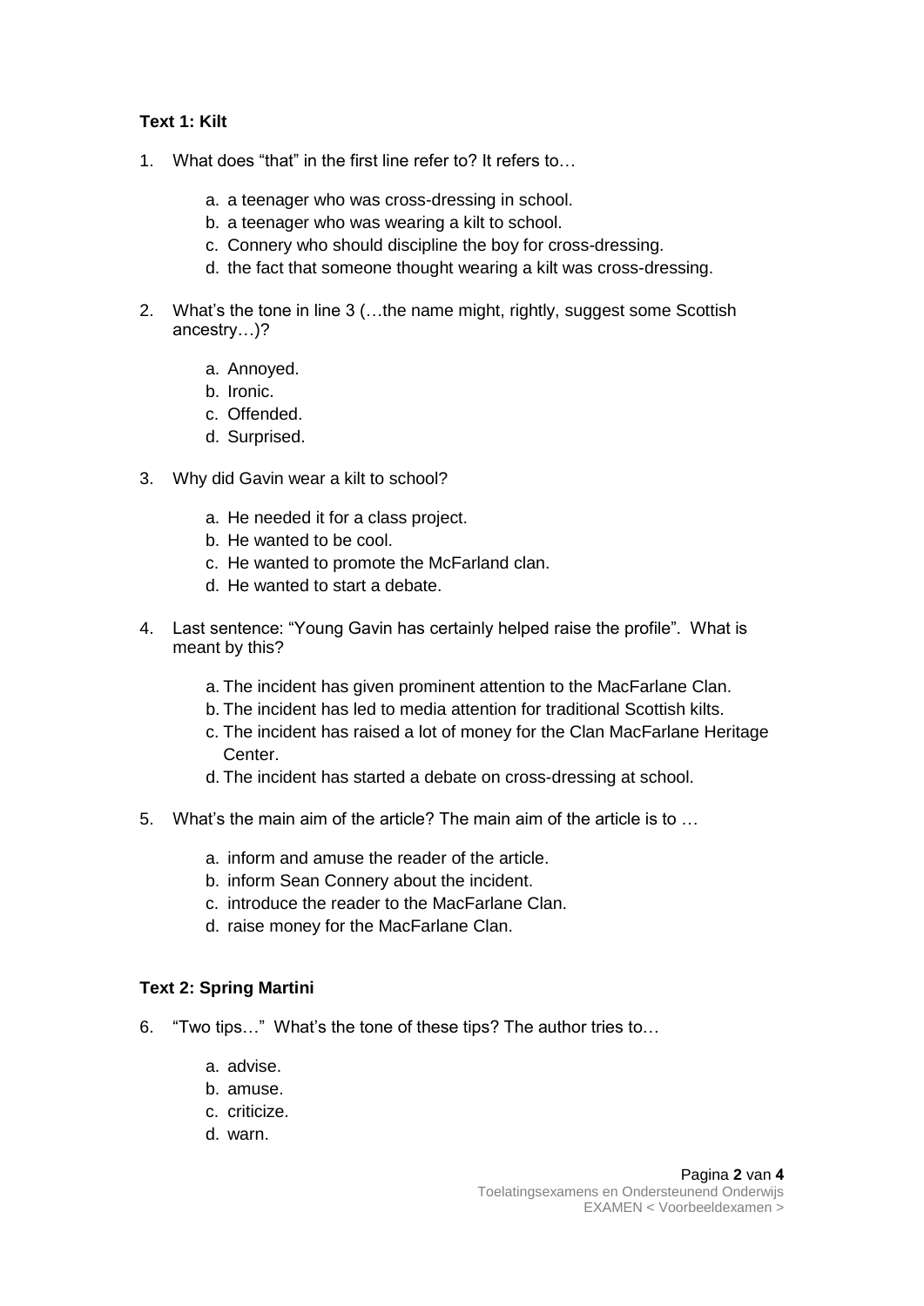**Text 1: Kilt**

1. What does "that" in the first line refer to? It refers to…

   a. a teenager who was cross-dressing in school.
   b. a teenager who was wearing a kilt to school.
   c. Connery who should discipline the boy for cross-dressing.
   d. the fact that someone thought wearing a kilt was cross-dressing.

2. What's the tone in line 3 (…the name might, rightly, suggest some Scottish ancestry…)?

   a. Annoyed.
   b. Ironic.
   c. Offended.
   d. Surprised.

3. Why did Gavin wear a kilt to school?

   a. He needed it for a class project.
   b. He wanted to be cool.
   c. He wanted to promote the McFarland clan.
   d. He wanted to start a debate.

4. Last sentence: "Young Gavin has certainly helped raise the profile". What is meant by this?

   a. The incident has given prominent attention to the MacFarlane Clan.
   b. The incident has led to media attention for traditional Scottish kilts.
   c. The incident has raised a lot of money for the Clan MacFarlane Heritage Center.
   d. The incident has started a debate on cross-dressing at school.

5. What's the main aim of the article? The main aim of the article is to …

   a. inform and amuse the reader of the article.
   b. inform Sean Connery about the incident.
   c. introduce the reader to the MacFarlane Clan.
   d. raise money for the MacFarlane Clan.

**Text 2: Spring Martini**

6. "Two tips…" What's the tone of these tips? The author tries to…

   a. advise.
   b. amuse.
   c. criticize.
   d. warn.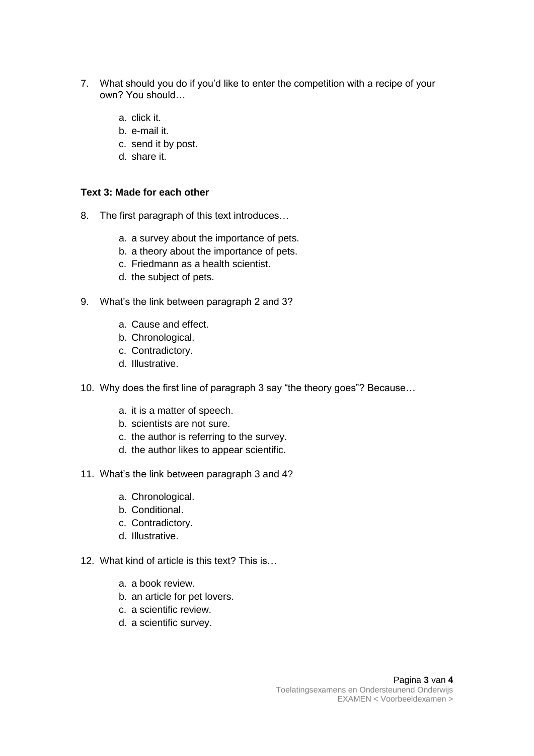7. What should you do if you'd like to enter the competition with a recipe of your own? You should…

    a. click it.
    b. e-mail it.
    c. send it by post.
    d. share it.

**Text 3: Made for each other**

8. The first paragraph of this text introduces…

    a. a survey about the importance of pets.
    b. a theory about the importance of pets.
    c. Friedmann as a health scientist.
    d. the subject of pets.

9. What's the link between paragraph 2 and 3?

    a. Cause and effect.
    b. Chronological.
    c. Contradictory.
    d. Illustrative.

10. Why does the first line of paragraph 3 say "the theory goes"? Because…

    a. it is a matter of speech.
    b. scientists are not sure.
    c. the author is referring to the survey.
    d. the author likes to appear scientific.

11. What's the link between paragraph 3 and 4?

    a. Chronological.
    b. Conditional.
    c. Contradictory.
    d. Illustrative.

12. What kind of article is this text? This is…

    a. a book review.
    b. an article for pet lovers.
    c. a scientific review.
    d. a scientific survey.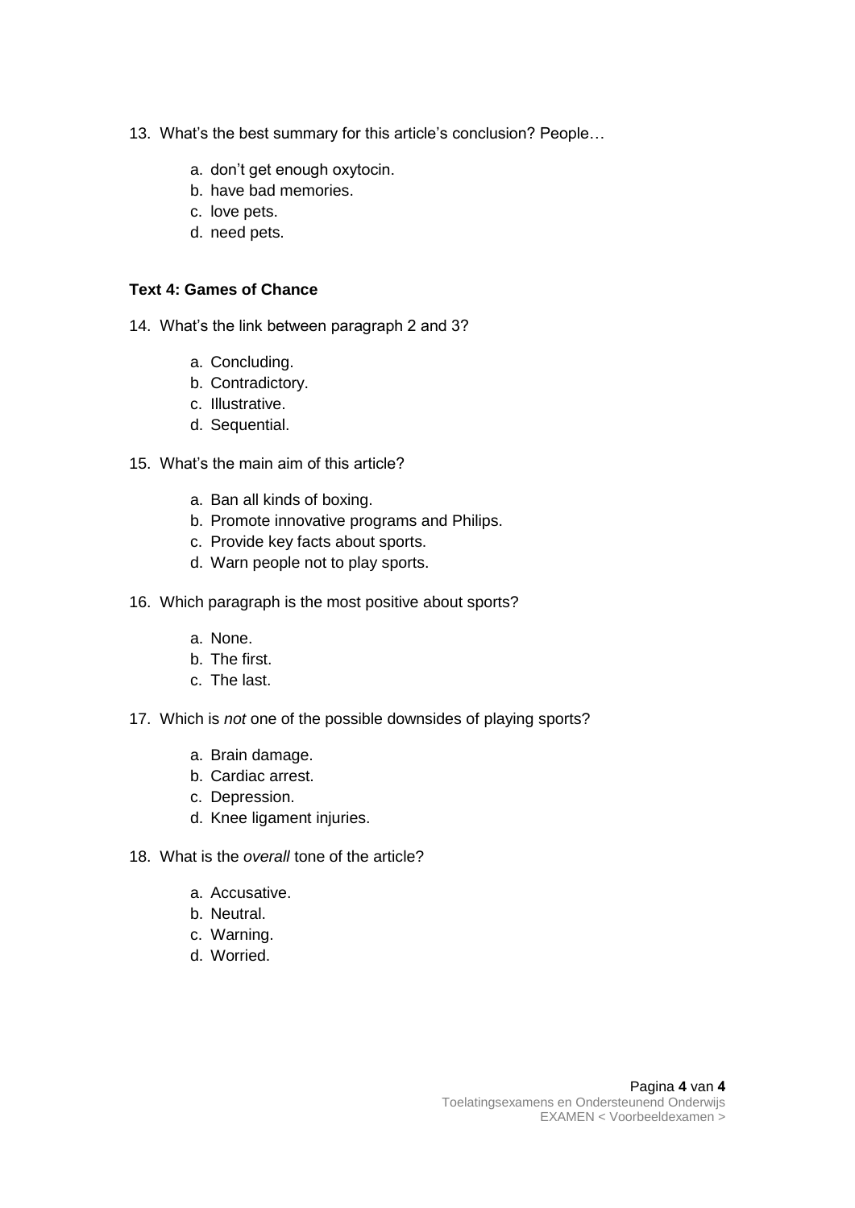13. What's the best summary for this article's conclusion? People…

    a. don't get enough oxytocin.
    b. have bad memories.
    c. love pets.
    d. need pets.

**Text 4: Games of Chance**

14. What's the link between paragraph 2 and 3?

    a. Concluding.
    b. Contradictory.
    c. Illustrative.
    d. Sequential.

15. What's the main aim of this article?

    a. Ban all kinds of boxing.
    b. Promote innovative programs and Philips.
    c. Provide key facts about sports.
    d. Warn people not to play sports.

16. Which paragraph is the most positive about sports?

    a. None.
    b. The first.
    c. The last.

17. Which is *not* one of the possible downsides of playing sports?

    a. Brain damage.
    b. Cardiac arrest.
    c. Depression.
    d. Knee ligament injuries.

18. What is the *overall* tone of the article?

    a. Accusative.
    b. Neutral.
    c. Warning.
    d. Worried.